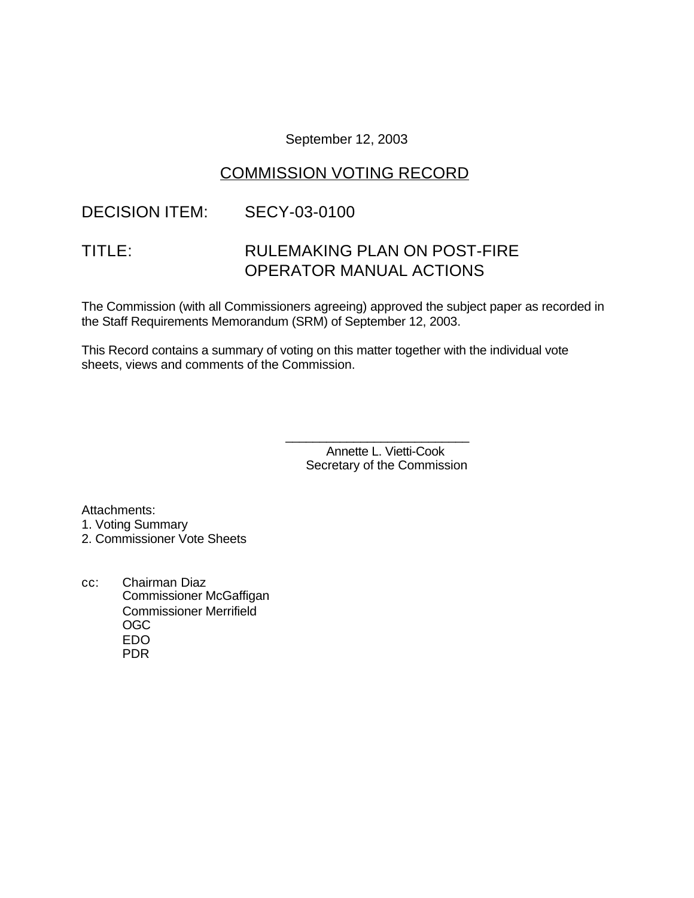September 12, 2003

# COMMISSION VOTING RECORD

DECISION ITEM: SECY-03-0100

TITLE: RULEMAKING PLAN ON POST-FIRE OPERATOR MANUAL ACTIONS

The Commission (with all Commissioners agreeing) approved the subject paper as recorded in the Staff Requirements Memorandum (SRM) of September 12, 2003.

This Record contains a summary of voting on this matter together with the individual vote sheets, views and comments of the Commission.

\_\_\_\_\_\_\_\_\_\_\_\_\_\_\_\_\_\_\_\_\_\_\_\_\_\_\_\_
Annette L. Vietti-Cook
Secretary of the Commission

Attachments:
1. Voting Summary
2. Commissioner Vote Sheets

cc: Chairman Diaz
Commissioner McGaffigan
Commissioner Merrifield
OGC
EDO
PDR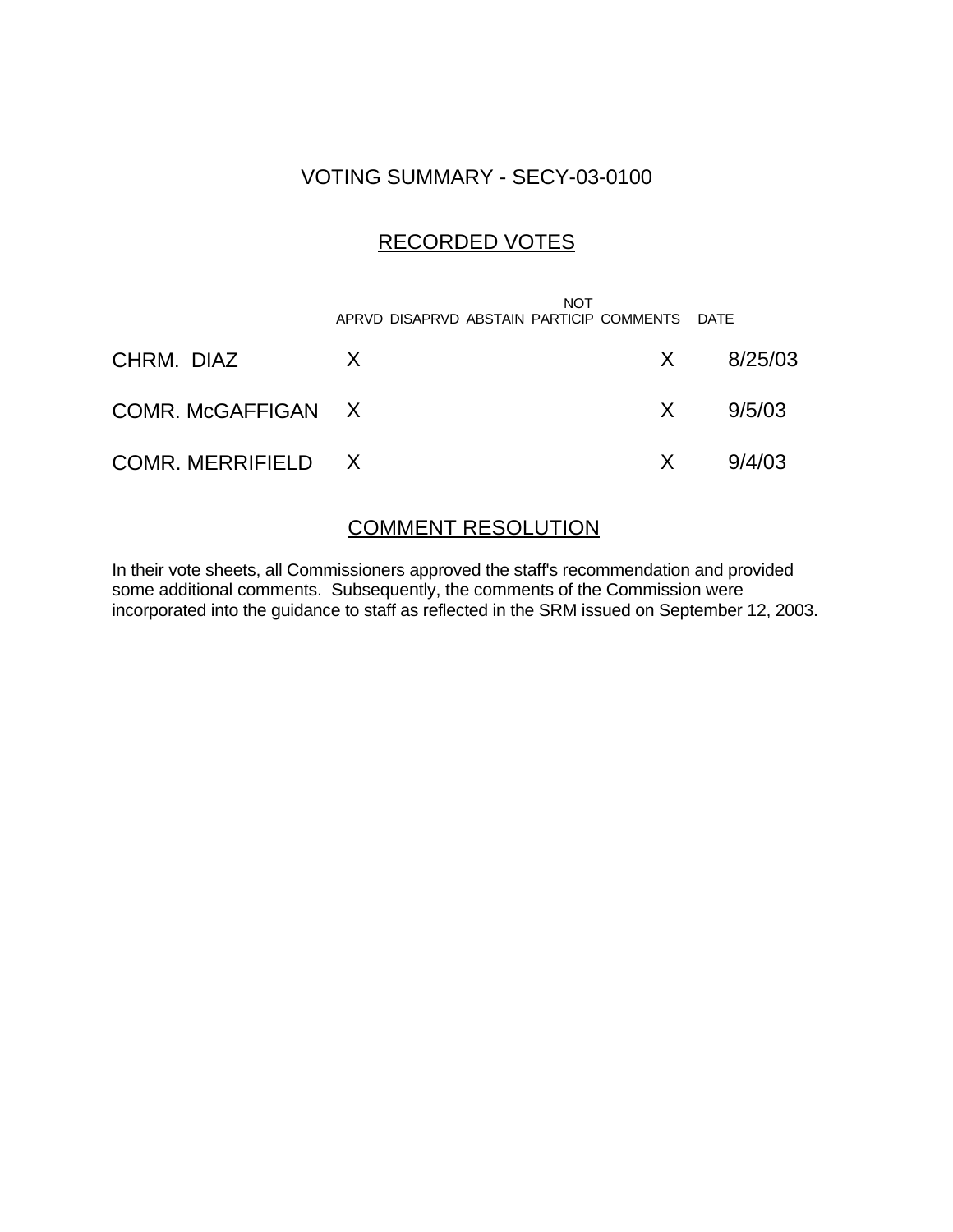## VOTING SUMMARY - SECY-03-0100

## RECORDED VOTES

| | APRVD | DISAPRVD | ABSTAIN | NOT PARTICIP | COMMENTS | DATE |
|---|---|---|---|---|---|---|
| CHRM. DIAZ | X | | | | X | 8/25/03 |
| COMR. McGAFFIGAN | X | | | | X | 9/5/03 |
| COMR. MERRIFIELD | X | | | | X | 9/4/03 |

## COMMENT RESOLUTION

In their vote sheets, all Commissioners approved the staff's recommendation and provided some additional comments. Subsequently, the comments of the Commission were incorporated into the guidance to staff as reflected in the SRM issued on September 12, 2003.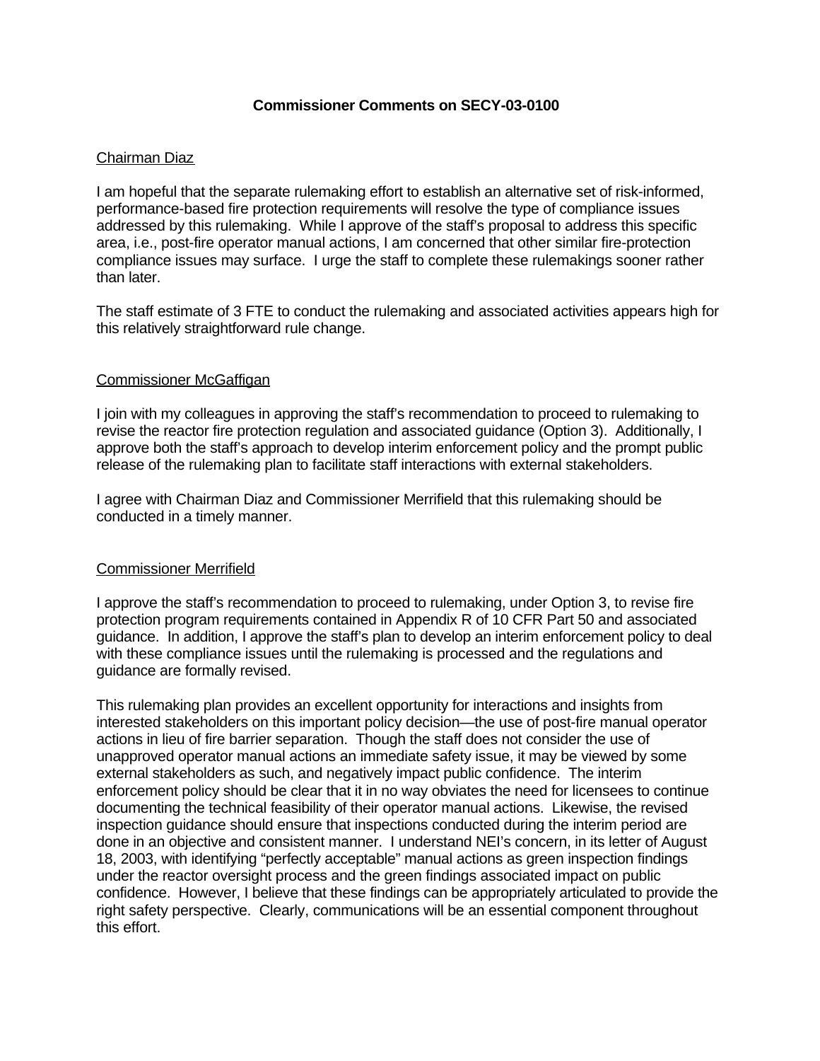**Commissioner Comments on SECY-03-0100**

Chairman Diaz

I am hopeful that the separate rulemaking effort to establish an alternative set of risk-informed, performance-based fire protection requirements will resolve the type of compliance issues addressed by this rulemaking. While I approve of the staff's proposal to address this specific area, i.e., post-fire operator manual actions, I am concerned that other similar fire-protection compliance issues may surface. I urge the staff to complete these rulemakings sooner rather than later.

The staff estimate of 3 FTE to conduct the rulemaking and associated activities appears high for this relatively straightforward rule change.

Commissioner McGaffigan

I join with my colleagues in approving the staff's recommendation to proceed to rulemaking to revise the reactor fire protection regulation and associated guidance (Option 3). Additionally, I approve both the staff's approach to develop interim enforcement policy and the prompt public release of the rulemaking plan to facilitate staff interactions with external stakeholders.

I agree with Chairman Diaz and Commissioner Merrifield that this rulemaking should be conducted in a timely manner.

Commissioner Merrifield

I approve the staff's recommendation to proceed to rulemaking, under Option 3, to revise fire protection program requirements contained in Appendix R of 10 CFR Part 50 and associated guidance. In addition, I approve the staff's plan to develop an interim enforcement policy to deal with these compliance issues until the rulemaking is processed and the regulations and guidance are formally revised.

This rulemaking plan provides an excellent opportunity for interactions and insights from interested stakeholders on this important policy decision—the use of post-fire manual operator actions in lieu of fire barrier separation. Though the staff does not consider the use of unapproved operator manual actions an immediate safety issue, it may be viewed by some external stakeholders as such, and negatively impact public confidence. The interim enforcement policy should be clear that it in no way obviates the need for licensees to continue documenting the technical feasibility of their operator manual actions. Likewise, the revised inspection guidance should ensure that inspections conducted during the interim period are done in an objective and consistent manner. I understand NEI's concern, in its letter of August 18, 2003, with identifying "perfectly acceptable" manual actions as green inspection findings under the reactor oversight process and the green findings associated impact on public confidence. However, I believe that these findings can be appropriately articulated to provide the right safety perspective. Clearly, communications will be an essential component throughout this effort.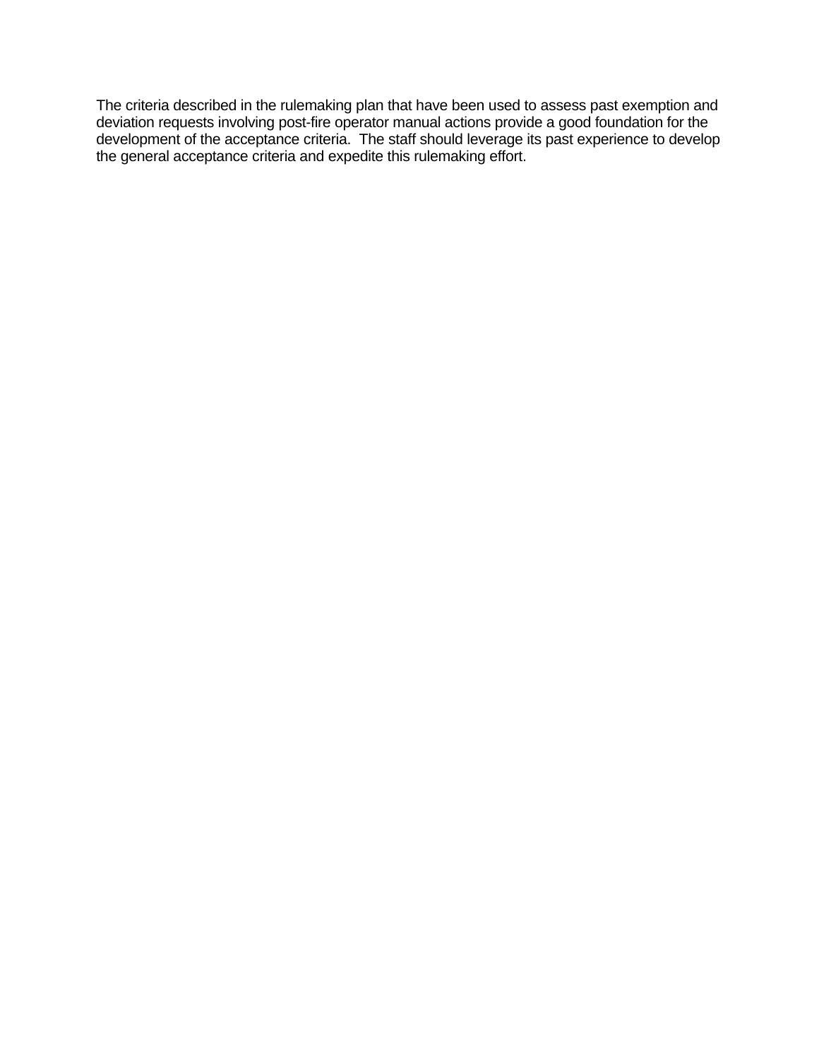The criteria described in the rulemaking plan that have been used to assess past exemption and deviation requests involving post-fire operator manual actions provide a good foundation for the development of the acceptance criteria.  The staff should leverage its past experience to develop the general acceptance criteria and expedite this rulemaking effort.